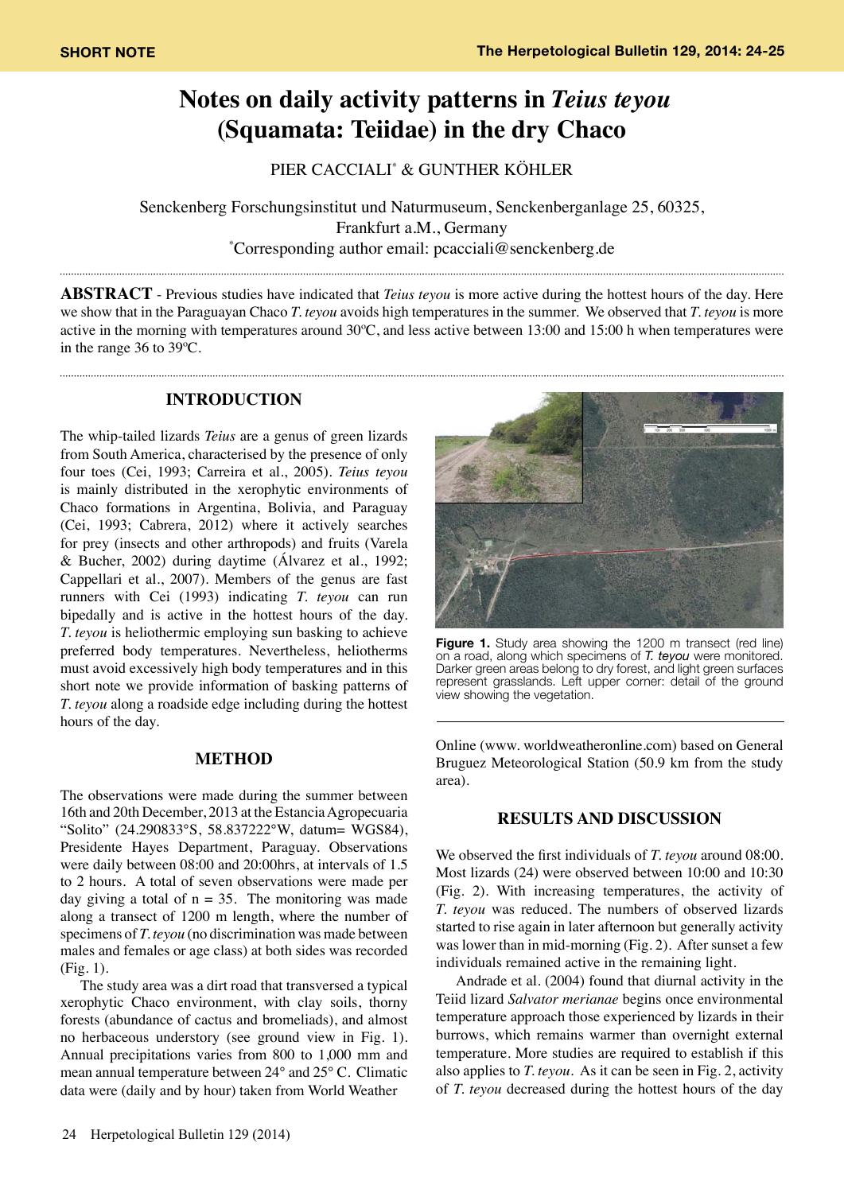SHORT NOTE

# Notes on daily activity patterns in *Teius teyou* (Squamata: Teiidae) in the dry Chaco

PIER CACCIALI[*] & GUNTHER KÖHLER

Senckenberg Forschungsinstitut und Naturmuseum, Senckenberganlage 25, 60325, Frankfurt a.M., Germany
[*]Corresponding author email: pcacciali@senckenberg.de

**ABSTRACT** - Previous studies have indicated that *Teius teyou* is more active during the hottest hours of the day. Here we show that in the Paraguayan Chaco *T. teyou* avoids high temperatures in the summer. We observed that *T. teyou* is more active in the morning with temperatures around 30ºC, and less active between 13:00 and 15:00 h when temperatures were in the range 36 to 39ºC.

## INTRODUCTION

The whip-tailed lizards *Teius* are a genus of green lizards from South America, characterised by the presence of only four toes (Cei, 1993; Carreira et al., 2005). *Teius teyou* is mainly distributed in the xerophytic environments of Chaco formations in Argentina, Bolivia, and Paraguay (Cei, 1993; Cabrera, 2012) where it actively searches for prey (insects and other arthropods) and fruits (Varela & Bucher, 2002) during daytime (Álvarez et al., 1992; Cappellari et al., 2007). Members of the genus are fast runners with Cei (1993) indicating *T. teyou* can run bipedally and is active in the hottest hours of the day. *T. teyou* is heliothermic employing sun basking to achieve preferred body temperatures. Nevertheless, heliotherms must avoid excessively high body temperatures and in this short note we provide information of basking patterns of *T. teyou* along a roadside edge including during the hottest hours of the day.

**Figure 1.** Study area showing the 1200 m transect (red line) on a road, along which specimens of *T. teyou* were monitored. Darker green areas belong to dry forest, and light green surfaces represent grasslands. Left upper corner: detail of the ground view showing the vegetation.

## METHOD

The observations were made during the summer between 16th and 20th December, 2013 at the Estancia Agropecuaria "Solito" (24.290833°S, 58.837222°W, datum= WGS84), Presidente Hayes Department, Paraguay. Observations were daily between 08:00 and 20:00hrs, at intervals of 1.5 to 2 hours. A total of seven observations were made per day giving a total of n = 35. The monitoring was made along a transect of 1200 m length, where the number of specimens of *T. teyou* (no discrimination was made between males and females or age class) at both sides was recorded (Fig. 1).

The study area was a dirt road that transversed a typical xerophytic Chaco environment, with clay soils, thorny forests (abundance of cactus and bromeliads), and almost no herbaceous understory (see ground view in Fig. 1). Annual precipitations varies from 800 to 1,000 mm and mean annual temperature between 24° and 25° C. Climatic data were (daily and by hour) taken from World Weather Online (www. worldweatheronline.com) based on General Bruguez Meteorological Station (50.9 km from the study area).

## RESULTS AND DISCUSSION

We observed the first individuals of *T. teyou* around 08:00. Most lizards (24) were observed between 10:00 and 10:30 (Fig. 2). With increasing temperatures, the activity of *T. teyou* was reduced. The numbers of observed lizards started to rise again in later afternoon but generally activity was lower than in mid-morning (Fig. 2). After sunset a few individuals remained active in the remaining light.

Andrade et al. (2004) found that diurnal activity in the Teiid lizard *Salvator merianae* begins once environmental temperature approach those experienced by lizards in their burrows, which remains warmer than overnight external temperature. More studies are required to establish if this also applies to *T. teyou*. As it can be seen in Fig. 2, activity of *T. teyou* decreased during the hottest hours of the day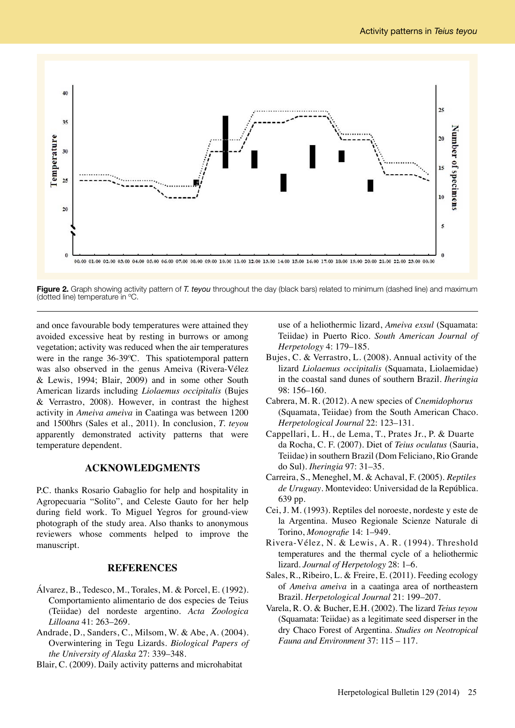Temperature

40

35

30

25

20

0

Number of specimens

25

20

15

10

5

0

00:00 01:00 02:00 03:00 04:00 05:00 06:00 07:00 08:00 09:00 10:00 11:00 12:00 13:00 14:00 15:00 16:00 17:00 18:00 19:00 20:00 21:00 22:00 23:00 00:00

**Figure 2.** Graph showing activity pattern of *T. teyou* throughout the day (black bars) related to minimum (dashed line) and maximum (dotted line) temperature in ºC.

and once favourable body temperatures were attained they avoided excessive heat by resting in burrows or among vegetation; activity was reduced when the air temperatures were in the range 36-39ºC. This spatiotemporal pattern was also observed in the genus Ameiva (Rivera-Vélez & Lewis, 1994; Blair, 2009) and in some other South American lizards including *Liolaemus occipitalis* (Bujes & Verrastro, 2008). However, in contrast the highest activity in *Ameiva ameiva* in Caatinga was between 1200 and 1500hrs (Sales et al., 2011). In conclusion, *T. teyou* apparently demonstrated activity patterns that were temperature dependent.

## ACKNOWLEDGMENTS

P.C. thanks Rosario Gabaglio for help and hospitality in Agropecuaria "Solito", and Celeste Gauto for her help during field work. To Miguel Yegros for ground-view photograph of the study area. Also thanks to anonymous reviewers whose comments helped to improve the manuscript.

## REFERENCES

Álvarez, B., Tedesco, M., Torales, M. & Porcel, E. (1992). Comportamiento alimentario de dos especies de Teius (Teiidae) del nordeste argentino. *Acta Zoologica Lilloana* 41: 263–269.

Andrade, D., Sanders, C., Milsom, W. & Abe, A. (2004). Overwintering in Tegu Lizards. *Biological Papers of the University of Alaska* 27: 339–348.

Blair, C. (2009). Daily activity patterns and microhabitat use of a heliothermic lizard, *Ameiva exsul* (Squamata: Teiidae) in Puerto Rico. *South American Journal of Herpetology* 4: 179–185.

Bujes, C. & Verrastro, L. (2008). Annual activity of the lizard *Liolaemus occipitalis* (Squamata, Liolaemidae) in the coastal sand dunes of southern Brazil. *Iheringia* 98: 156–160.

Cabrera, M. R. (2012). A new species of *Cnemidophorus* (Squamata, Teiidae) from the South American Chaco. *Herpetological Journal* 22: 123–131.

Cappellari, L. H., de Lema, T., Prates Jr., P. & Duarte da Rocha, C. F. (2007). Diet of *Teius oculatus* (Sauria, Teiidae) in southern Brazil (Dom Feliciano, Rio Grande do Sul). *Iheringia* 97: 31–35.

Carreira, S., Meneghel, M. & Achaval, F. (2005). *Reptiles de Uruguay*. Montevideo: Universidad de la República. 639 pp.

Cei, J. M. (1993). Reptiles del noroeste, nordeste y este de la Argentina. Museo Regionale Scienze Naturale di Torino, *Monografie* 14: 1–949.

Rivera-Vélez, N. & Lewis, A. R. (1994). Threshold temperatures and the thermal cycle of a heliothermic lizard. *Journal of Herpetology* 28: 1–6.

Sales, R., Ribeiro, L. & Freire, E. (2011). Feeding ecology of *Ameiva ameiva* in a caatinga area of northeastern Brazil. *Herpetological Journal* 21: 199–207.

Varela, R. O. & Bucher, E.H. (2002). The lizard *Teius teyou* (Squamata: Teiidae) as a legitimate seed disperser in the dry Chaco Forest of Argentina. *Studies on Neotropical Fauna and Environment* 37: 115 – 117.